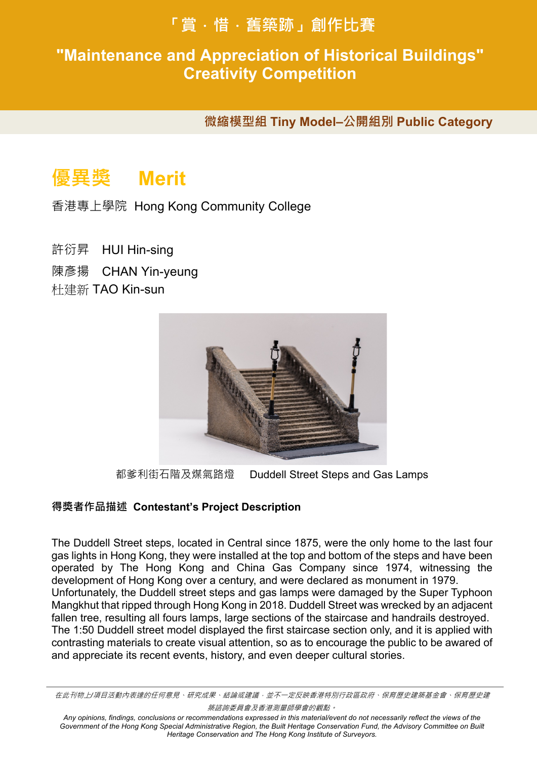# 「賞 · 惜 · 舊築跡」創作比賽

# "Maintenance and Appreciation of Historical Buildings" Creativity Competition

**微縮模型組 Tiny Model–公開組別 Public Category**

## 優異獎 Merit

香港專上學院 Hong Kong Community College

許衍昇 HUI Hin-sing

陳彥揚 CHAN Yin-yeung

杜建新 TAO Kin-sun

都爹利街石階及煤氣路燈 Duddell Street Steps and Gas Lamps

**得獎者作品描述 Contestant's Project Description**

The Duddell Street steps, located in Central since 1875, were the only home to the last four gas lights in Hong Kong, they were installed at the top and bottom of the steps and have been operated by The Hong Kong and China Gas Company since 1974, witnessing the development of Hong Kong over a century, and were declared as monument in 1979. Unfortunately, the Duddell street steps and gas lamps were damaged by the Super Typhoon Mangkhut that ripped through Hong Kong in 2018. Duddell Street was wrecked by an adjacent fallen tree, resulting all fours lamps, large sections of the staircase and handrails destroyed. The 1:50 Duddell street model displayed the first staircase section only, and it is applied with contrasting materials to create visual attention, so as to encourage the public to be awared of and appreciate its recent events, history, and even deeper cultural stories.

---

*在此刊物上/項目活動內表達的任何意見、研究成果、結論或建議，並不一定反映香港特別行政區政府、保育歷史建築基金會、保育歷史建築諮詢委員會及香港測量師學會的觀點。*

*Any opinions, findings, conclusions or recommendations expressed in this material/event do not necessarily reflect the views of the Government of the Hong Kong Special Administrative Region, the Built Heritage Conservation Fund, the Advisory Committee on Built Heritage Conservation and The Hong Kong Institute of Surveyors.*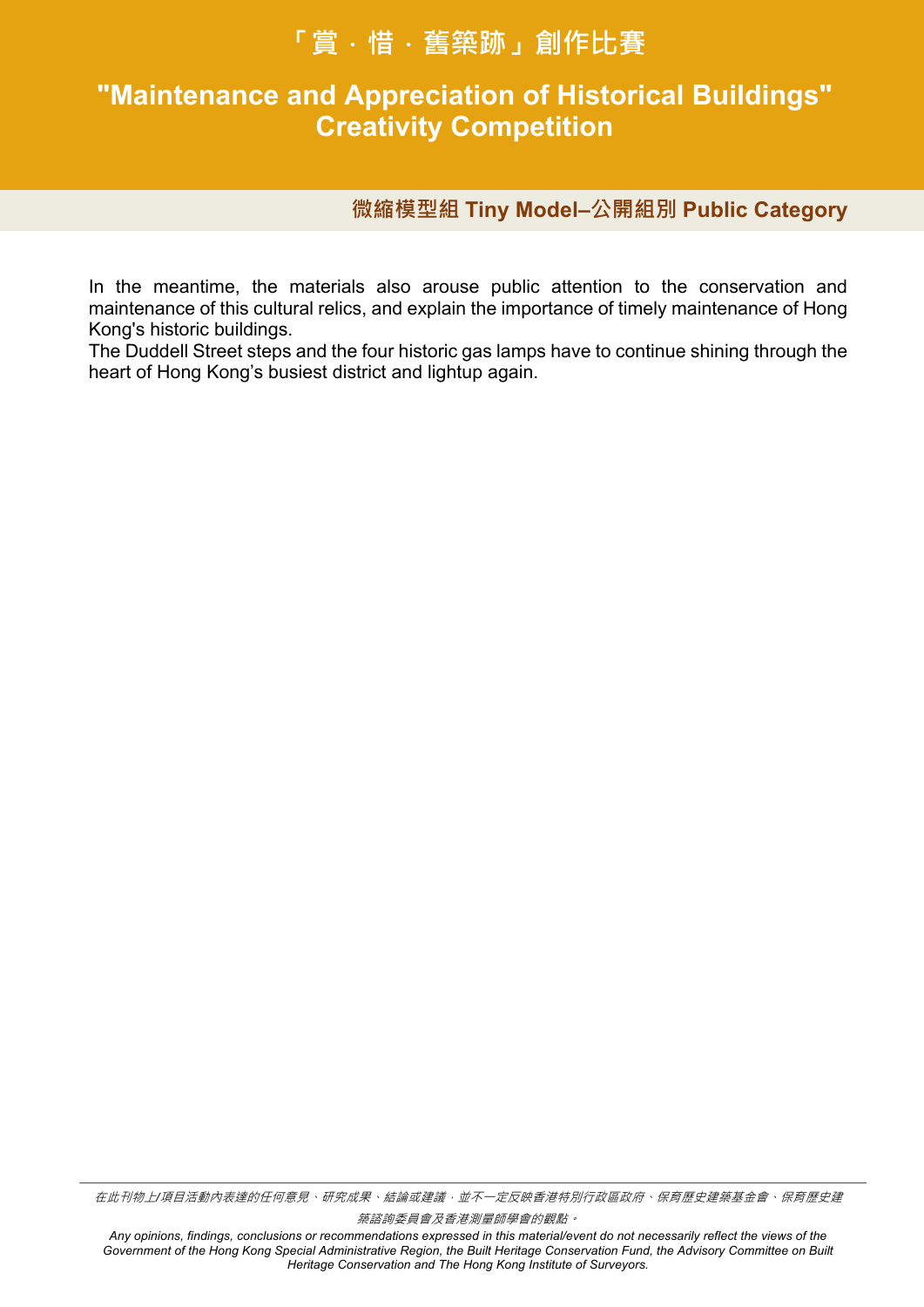In the meantime, the materials also arouse public attention to the conservation and maintenance of this cultural relics, and explain the importance of timely maintenance of Hong Kong's historic buildings.

The Duddell Street steps and the four historic gas lamps have to continue shining through the heart of Hong Kong's busiest district and lightup again.